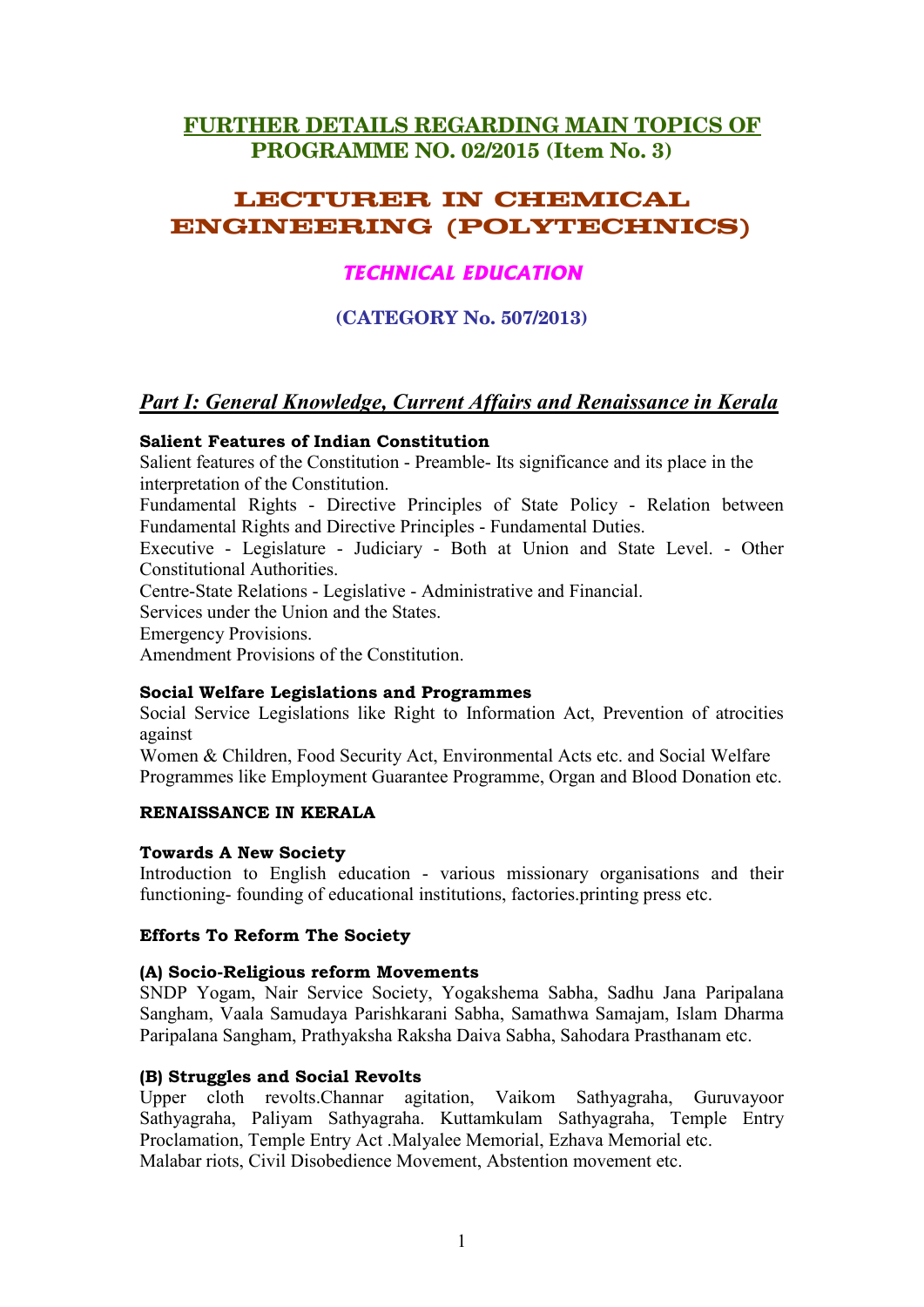## FURTHER DETAILS REGARDING MAIN TOPICS OF PROGRAMME NO. 02/2015 (Item No. 3)

# LECTURER IN CHEMICAL ENGINEERING (POLYTECHNICS)

## *TECHNICAL EDUCATION*

### (CATEGORY No. 507/2013)

## *Part I: General Knowledge, Current Affairs and Renaissance in Kerala*

**Salient Features of Indian Constitution**

Salient features of the Constitution - Preamble- Its significance and its place in the interpretation of the Constitution.

Fundamental Rights - Directive Principles of State Policy - Relation between Fundamental Rights and Directive Principles - Fundamental Duties.

Executive - Legislature - Judiciary - Both at Union and State Level. - Other Constitutional Authorities.

Centre-State Relations - Legislative - Administrative and Financial.

Services under the Union and the States.

Emergency Provisions.

Amendment Provisions of the Constitution.

**Social Welfare Legislations and Programmes**

Social Service Legislations like Right to Information Act, Prevention of atrocities against

Women & Children, Food Security Act, Environmental Acts etc. and Social Welfare Programmes like Employment Guarantee Programme, Organ and Blood Donation etc.

**RENAISSANCE IN KERALA**

**Towards A New Society**

Introduction to English education - various missionary organisations and their functioning- founding of educational institutions, factories.printing press etc.

**Efforts To Reform The Society**

**(A) Socio-Religious reform Movements**

SNDP Yogam, Nair Service Society, Yogakshema Sabha, Sadhu Jana Paripalana Sangham, Vaala Samudaya Parishkarani Sabha, Samathwa Samajam, Islam Dharma Paripalana Sangham, Prathyaksha Raksha Daiva Sabha, Sahodara Prasthanam etc.

**(B) Struggles and Social Revolts**

Upper cloth revolts.Channar agitation, Vaikom Sathyagraha, Guruvayoor Sathyagraha, Paliyam Sathyagraha. Kuttamkulam Sathyagraha, Temple Entry Proclamation, Temple Entry Act .Malyalee Memorial, Ezhava Memorial etc.

Malabar riots, Civil Disobedience Movement, Abstention movement etc.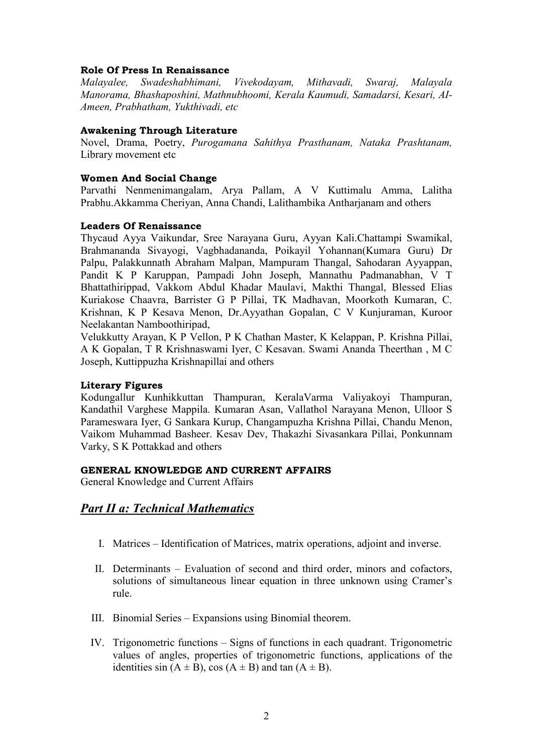**Role Of Press In Renaissance**

*Malayalee, Swadeshabhimani, Vivekodayam, Mithavadi, Swaraj, Malayala Manorama, Bhashaposhini, Mathnubhoomi, Kerala Kaumudi, Samadarsi, Kesari, AI-Ameen, Prabhatham, Yukthivadi, etc*

**Awakening Through Literature**

Novel, Drama, Poetry, *Purogamana Sahithya Prasthanam, Nataka Prashtanam,* Library movement etc

**Women And Social Change**

Parvathi Nenmenimangalam, Arya Pallam, A V Kuttimalu Amma, Lalitha Prabhu.Akkamma Cheriyan, Anna Chandi, Lalithambika Antharjanam and others

**Leaders Of Renaissance**

Thycaud Ayya Vaikundar, Sree Narayana Guru, Ayyan Kali.Chattampi Swamikal, Brahmananda Sivayogi, Vagbhadananda, Poikayil Yohannan(Kumara Guru) Dr Palpu, Palakkunnath Abraham Malpan, Mampuram Thangal, Sahodaran Ayyappan, Pandit K P Karuppan, Pampadi John Joseph, Mannathu Padmanabhan, V T Bhattathirippad, Vakkom Abdul Khadar Maulavi, Makthi Thangal, Blessed Elias Kuriakose Chaavra, Barrister G P Pillai, TK Madhavan, Moorkoth Kumaran, C. Krishnan, K P Kesava Menon, Dr.Ayyathan Gopalan, C V Kunjuraman, Kuroor Neelakantan Namboothiripad,

Velukkutty Arayan, K P Vellon, P K Chathan Master, K Kelappan, P. Krishna Pillai, A K Gopalan, T R Krishnaswami Iyer, C Kesavan. Swami Ananda Theerthan , M C Joseph, Kuttippuzha Krishnapillai and others

**Literary Figures**

Kodungallur Kunhikkuttan Thampuran, KeralaVarma Valiyakoyi Thampuran, Kandathil Varghese Mappila. Kumaran Asan, Vallathol Narayana Menon, Ulloor S Parameswara Iyer, G Sankara Kurup, Changampuzha Krishna Pillai, Chandu Menon, Vaikom Muhammad Basheer. Kesav Dev, Thakazhi Sivasankara Pillai, Ponkunnam Varky, S K Pottakkad and others

**GENERAL KNOWLEDGE AND CURRENT AFFAIRS**

General Knowledge and Current Affairs

## *Part II a: Technical Mathematics*

I. Matrices – Identification of Matrices, matrix operations, adjoint and inverse.

II. Determinants – Evaluation of second and third order, minors and cofactors, solutions of simultaneous linear equation in three unknown using Cramer's rule.

III. Binomial Series – Expansions using Binomial theorem.

IV. Trigonometric functions – Signs of functions in each quadrant. Trigonometric values of angles, properties of trigonometric functions, applications of the identities $\sin(A \pm B)$, $\cos(A \pm B)$ and $\tan(A \pm B)$.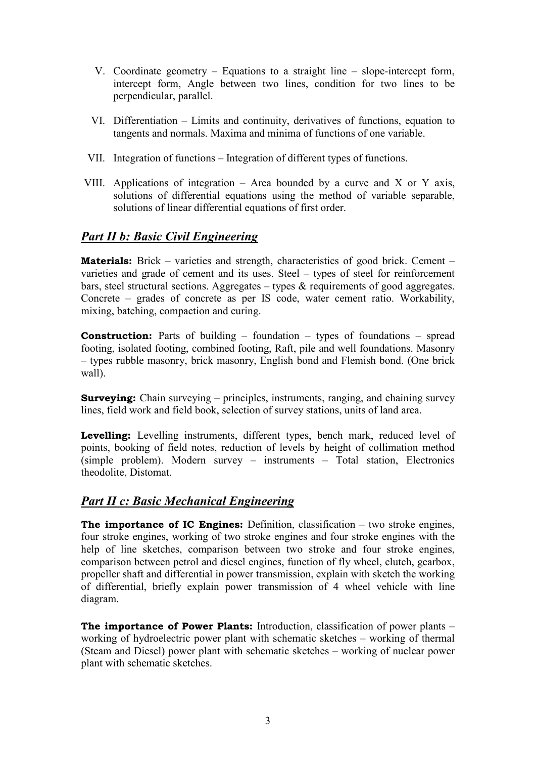V. Coordinate geometry – Equations to a straight line – slope-intercept form, intercept form, Angle between two lines, condition for two lines to be perpendicular, parallel.

VI. Differentiation – Limits and continuity, derivatives of functions, equation to tangents and normals. Maxima and minima of functions of one variable.

VII. Integration of functions – Integration of different types of functions.

VIII. Applications of integration – Area bounded by a curve and X or Y axis, solutions of differential equations using the method of variable separable, solutions of linear differential equations of first order.

## *Part II b: Basic Civil Engineering*

**Materials:** Brick – varieties and strength, characteristics of good brick. Cement – varieties and grade of cement and its uses. Steel – types of steel for reinforcement bars, steel structural sections. Aggregates – types & requirements of good aggregates. Concrete – grades of concrete as per IS code, water cement ratio. Workability, mixing, batching, compaction and curing.

**Construction:** Parts of building – foundation – types of foundations – spread footing, isolated footing, combined footing, Raft, pile and well foundations. Masonry – types rubble masonry, brick masonry, English bond and Flemish bond. (One brick wall).

**Surveying:** Chain surveying – principles, instruments, ranging, and chaining survey lines, field work and field book, selection of survey stations, units of land area.

**Levelling:** Levelling instruments, different types, bench mark, reduced level of points, booking of field notes, reduction of levels by height of collimation method (simple problem). Modern survey – instruments – Total station, Electronics theodolite, Distomat.

## *Part II c: Basic Mechanical Engineering*

**The importance of IC Engines:** Definition, classification – two stroke engines, four stroke engines, working of two stroke engines and four stroke engines with the help of line sketches, comparison between two stroke and four stroke engines, comparison between petrol and diesel engines, function of fly wheel, clutch, gearbox, propeller shaft and differential in power transmission, explain with sketch the working of differential, briefly explain power transmission of 4 wheel vehicle with line diagram.

**The importance of Power Plants:** Introduction, classification of power plants – working of hydroelectric power plant with schematic sketches – working of thermal (Steam and Diesel) power plant with schematic sketches – working of nuclear power plant with schematic sketches.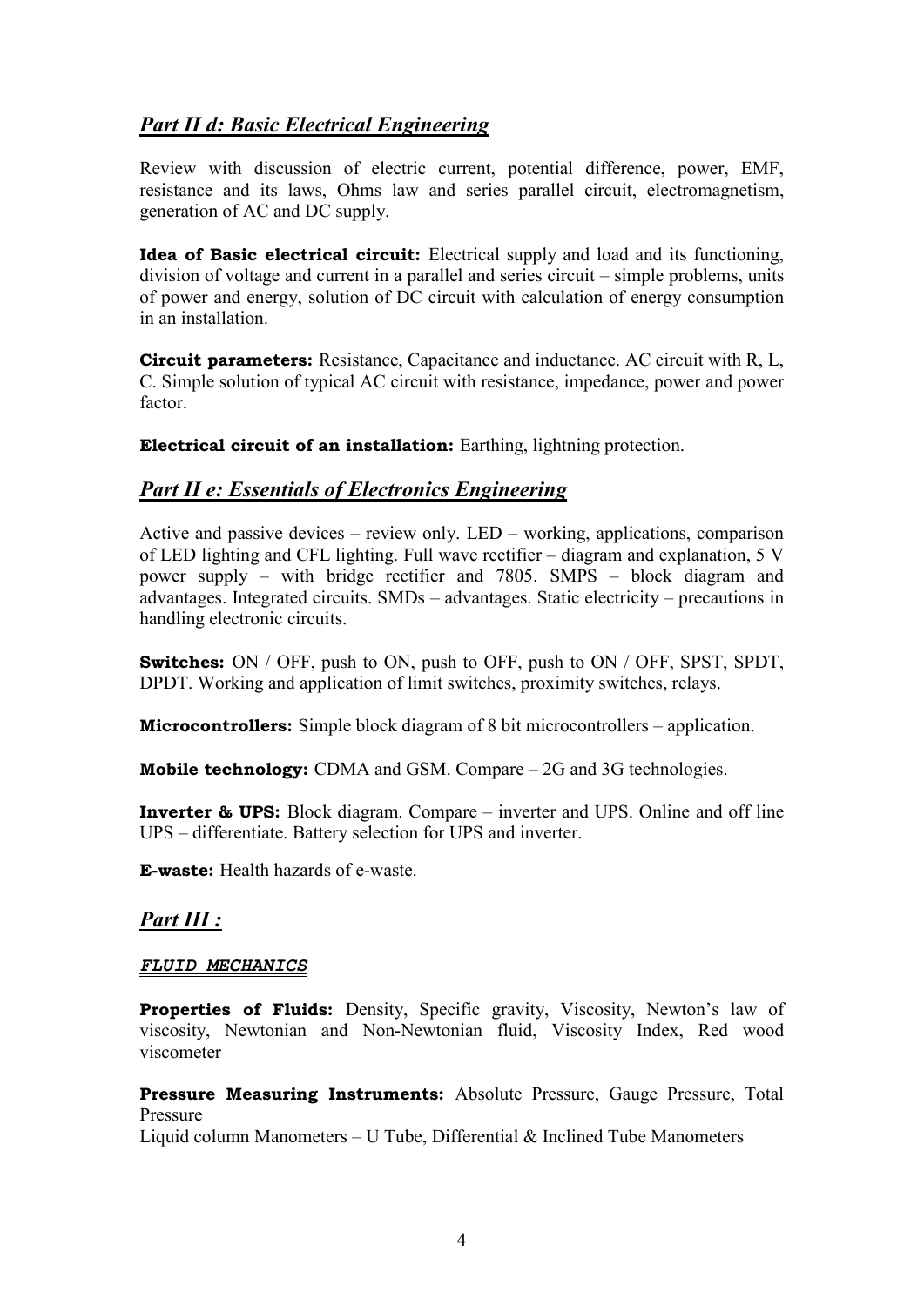## *Part II d: Basic Electrical Engineering*

Review with discussion of electric current, potential difference, power, EMF, resistance and its laws, Ohms law and series parallel circuit, electromagnetism, generation of AC and DC supply.

**Idea of Basic electrical circuit:** Electrical supply and load and its functioning, division of voltage and current in a parallel and series circuit – simple problems, units of power and energy, solution of DC circuit with calculation of energy consumption in an installation.

**Circuit parameters:** Resistance, Capacitance and inductance. AC circuit with R, L, C. Simple solution of typical AC circuit with resistance, impedance, power and power factor.

**Electrical circuit of an installation:** Earthing, lightning protection.

## *Part II e: Essentials of Electronics Engineering*

Active and passive devices – review only. LED – working, applications, comparison of LED lighting and CFL lighting. Full wave rectifier – diagram and explanation, 5 V power supply – with bridge rectifier and 7805. SMPS – block diagram and advantages. Integrated circuits. SMDs – advantages. Static electricity – precautions in handling electronic circuits.

**Switches:** ON / OFF, push to ON, push to OFF, push to ON / OFF, SPST, SPDT, DPDT. Working and application of limit switches, proximity switches, relays.

**Microcontrollers:** Simple block diagram of 8 bit microcontrollers – application.

**Mobile technology:** CDMA and GSM. Compare – 2G and 3G technologies.

**Inverter & UPS:** Block diagram. Compare – inverter and UPS. Online and off line UPS – differentiate. Battery selection for UPS and inverter.

**E-waste:** Health hazards of e-waste.

## *Part III :*

### *FLUID MECHANICS*

**Properties of Fluids:** Density, Specific gravity, Viscosity, Newton's law of viscosity, Newtonian and Non-Newtonian fluid, Viscosity Index, Red wood viscometer

**Pressure Measuring Instruments:** Absolute Pressure, Gauge Pressure, Total Pressure
Liquid column Manometers – U Tube, Differential & Inclined Tube Manometers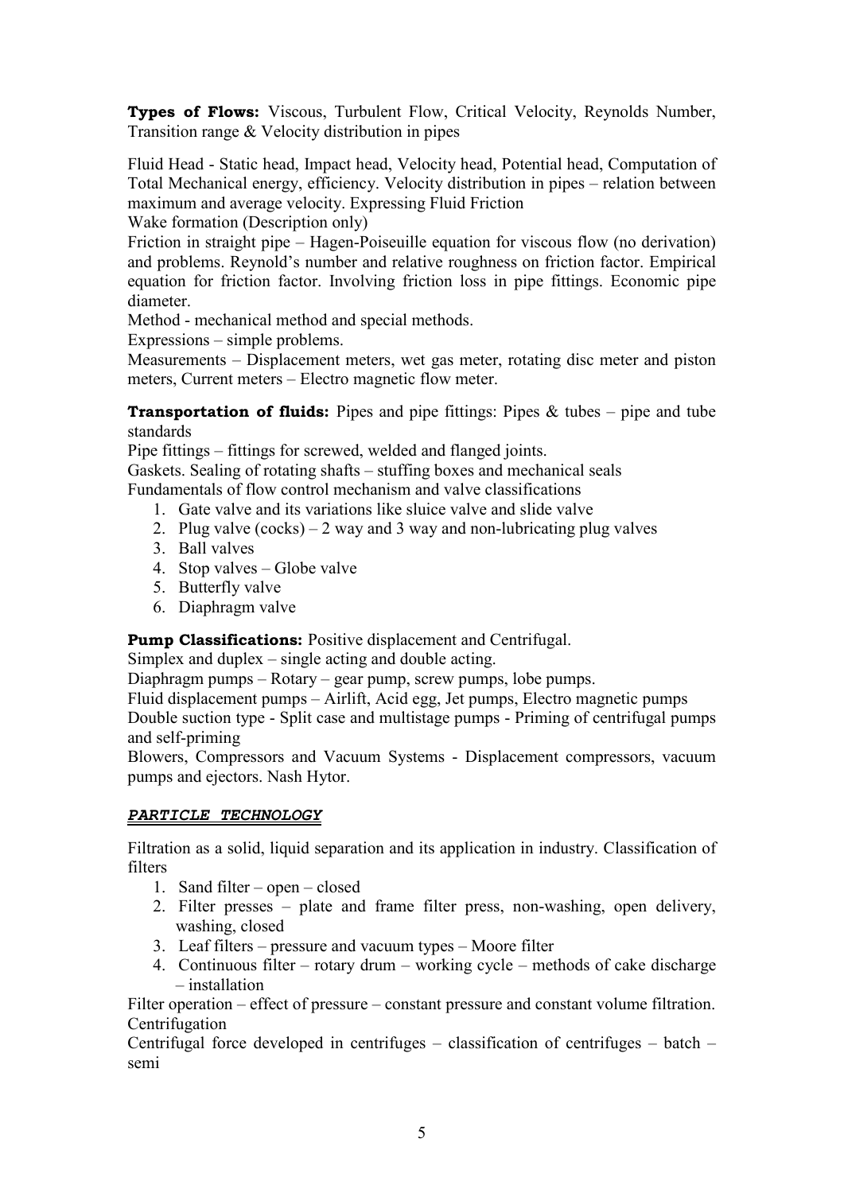**Types of Flows:** Viscous, Turbulent Flow, Critical Velocity, Reynolds Number, Transition range & Velocity distribution in pipes

Fluid Head - Static head, Impact head, Velocity head, Potential head, Computation of Total Mechanical energy, efficiency. Velocity distribution in pipes – relation between maximum and average velocity. Expressing Fluid Friction

Wake formation (Description only)

Friction in straight pipe – Hagen-Poiseuille equation for viscous flow (no derivation) and problems. Reynold's number and relative roughness on friction factor. Empirical equation for friction factor. Involving friction loss in pipe fittings. Economic pipe diameter.

Method - mechanical method and special methods.

Expressions – simple problems.

Measurements – Displacement meters, wet gas meter, rotating disc meter and piston meters, Current meters – Electro magnetic flow meter.

**Transportation of fluids:** Pipes and pipe fittings: Pipes & tubes – pipe and tube standards

Pipe fittings – fittings for screwed, welded and flanged joints.

Gaskets. Sealing of rotating shafts – stuffing boxes and mechanical seals

Fundamentals of flow control mechanism and valve classifications

1. Gate valve and its variations like sluice valve and slide valve
2. Plug valve (cocks) – 2 way and 3 way and non-lubricating plug valves
3. Ball valves
4. Stop valves – Globe valve
5. Butterfly valve
6. Diaphragm valve

**Pump Classifications:** Positive displacement and Centrifugal.

Simplex and duplex – single acting and double acting.

Diaphragm pumps – Rotary – gear pump, screw pumps, lobe pumps.

Fluid displacement pumps – Airlift, Acid egg, Jet pumps, Electro magnetic pumps

Double suction type - Split case and multistage pumps - Priming of centrifugal pumps and self-priming

Blowers, Compressors and Vacuum Systems - Displacement compressors, vacuum pumps and ejectors. Nash Hytor.

***PARTICLE TECHNOLOGY***

Filtration as a solid, liquid separation and its application in industry. Classification of filters

1. Sand filter – open – closed
2. Filter presses – plate and frame filter press, non-washing, open delivery, washing, closed
3. Leaf filters – pressure and vacuum types – Moore filter
4. Continuous filter – rotary drum – working cycle – methods of cake discharge – installation

Filter operation – effect of pressure – constant pressure and constant volume filtration.

Centrifugation

Centrifugal force developed in centrifuges – classification of centrifuges – batch – semi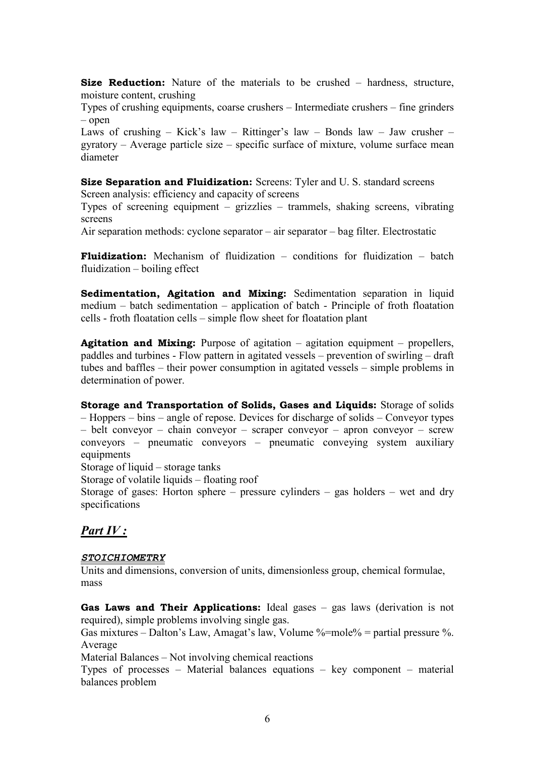**Size Reduction:** Nature of the materials to be crushed – hardness, structure, moisture content, crushing

Types of crushing equipments, coarse crushers – Intermediate crushers – fine grinders – open

Laws of crushing – Kick's law – Rittinger's law – Bonds law – Jaw crusher – gyratory – Average particle size – specific surface of mixture, volume surface mean diameter

**Size Separation and Fluidization:** Screens: Tyler and U. S. standard screens

Screen analysis: efficiency and capacity of screens

Types of screening equipment – grizzlies – trammels, shaking screens, vibrating screens

Air separation methods: cyclone separator – air separator – bag filter. Electrostatic

**Fluidization:** Mechanism of fluidization – conditions for fluidization – batch fluidization – boiling effect

**Sedimentation, Agitation and Mixing:** Sedimentation separation in liquid medium – batch sedimentation – application of batch - Principle of froth floatation cells - froth floatation cells – simple flow sheet for floatation plant

**Agitation and Mixing:** Purpose of agitation – agitation equipment – propellers, paddles and turbines - Flow pattern in agitated vessels – prevention of swirling – draft tubes and baffles – their power consumption in agitated vessels – simple problems in determination of power.

**Storage and Transportation of Solids, Gases and Liquids:** Storage of solids – Hoppers – bins – angle of repose. Devices for discharge of solids – Conveyor types – belt conveyor – chain conveyor – scraper conveyor – apron conveyor – screw conveyors – pneumatic conveyors – pneumatic conveying system auxiliary equipments

Storage of liquid – storage tanks

Storage of volatile liquids – floating roof

Storage of gases: Horton sphere – pressure cylinders – gas holders – wet and dry specifications

## *Part IV :*

### ***STOICHIOMETRY***

Units and dimensions, conversion of units, dimensionless group, chemical formulae, mass

**Gas Laws and Their Applications:** Ideal gases – gas laws (derivation is not required), simple problems involving single gas.

Gas mixtures – Dalton's Law, Amagat's law, Volume %=mole% = partial pressure %. Average

Material Balances – Not involving chemical reactions

Types of processes – Material balances equations – key component – material balances problem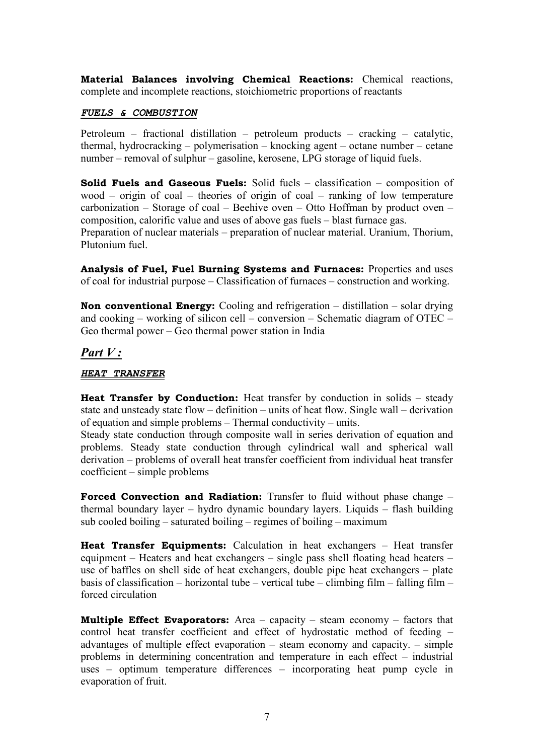**Material Balances involving Chemical Reactions:** Chemical reactions, complete and incomplete reactions, stoichiometric proportions of reactants

***FUELS & COMBUSTION***

Petroleum – fractional distillation – petroleum products – cracking – catalytic, thermal, hydrocracking – polymerisation – knocking agent – octane number – cetane number – removal of sulphur – gasoline, kerosene, LPG storage of liquid fuels.

**Solid Fuels and Gaseous Fuels:** Solid fuels – classification – composition of wood – origin of coal – theories of origin of coal – ranking of low temperature carbonization – Storage of coal – Beehive oven – Otto Hoffman by product oven – composition, calorific value and uses of above gas fuels – blast furnace gas.
Preparation of nuclear materials – preparation of nuclear material. Uranium, Thorium, Plutonium fuel.

**Analysis of Fuel, Fuel Burning Systems and Furnaces:** Properties and uses of coal for industrial purpose – Classification of furnaces – construction and working.

**Non conventional Energy:** Cooling and refrigeration – distillation – solar drying and cooking – working of silicon cell – conversion – Schematic diagram of OTEC – Geo thermal power – Geo thermal power station in India

## *Part V :*

***HEAT TRANSFER***

**Heat Transfer by Conduction:** Heat transfer by conduction in solids – steady state and unsteady state flow – definition – units of heat flow. Single wall – derivation of equation and simple problems – Thermal conductivity – units.
Steady state conduction through composite wall in series derivation of equation and problems. Steady state conduction through cylindrical wall and spherical wall derivation – problems of overall heat transfer coefficient from individual heat transfer coefficient – simple problems

**Forced Convection and Radiation:** Transfer to fluid without phase change – thermal boundary layer – hydro dynamic boundary layers. Liquids – flash building sub cooled boiling – saturated boiling – regimes of boiling – maximum

**Heat Transfer Equipments:** Calculation in heat exchangers – Heat transfer equipment – Heaters and heat exchangers – single pass shell floating head heaters – use of baffles on shell side of heat exchangers, double pipe heat exchangers – plate basis of classification – horizontal tube – vertical tube – climbing film – falling film – forced circulation

**Multiple Effect Evaporators:** Area – capacity – steam economy – factors that control heat transfer coefficient and effect of hydrostatic method of feeding – advantages of multiple effect evaporation – steam economy and capacity. – simple problems in determining concentration and temperature in each effect – industrial uses – optimum temperature differences – incorporating heat pump cycle in evaporation of fruit.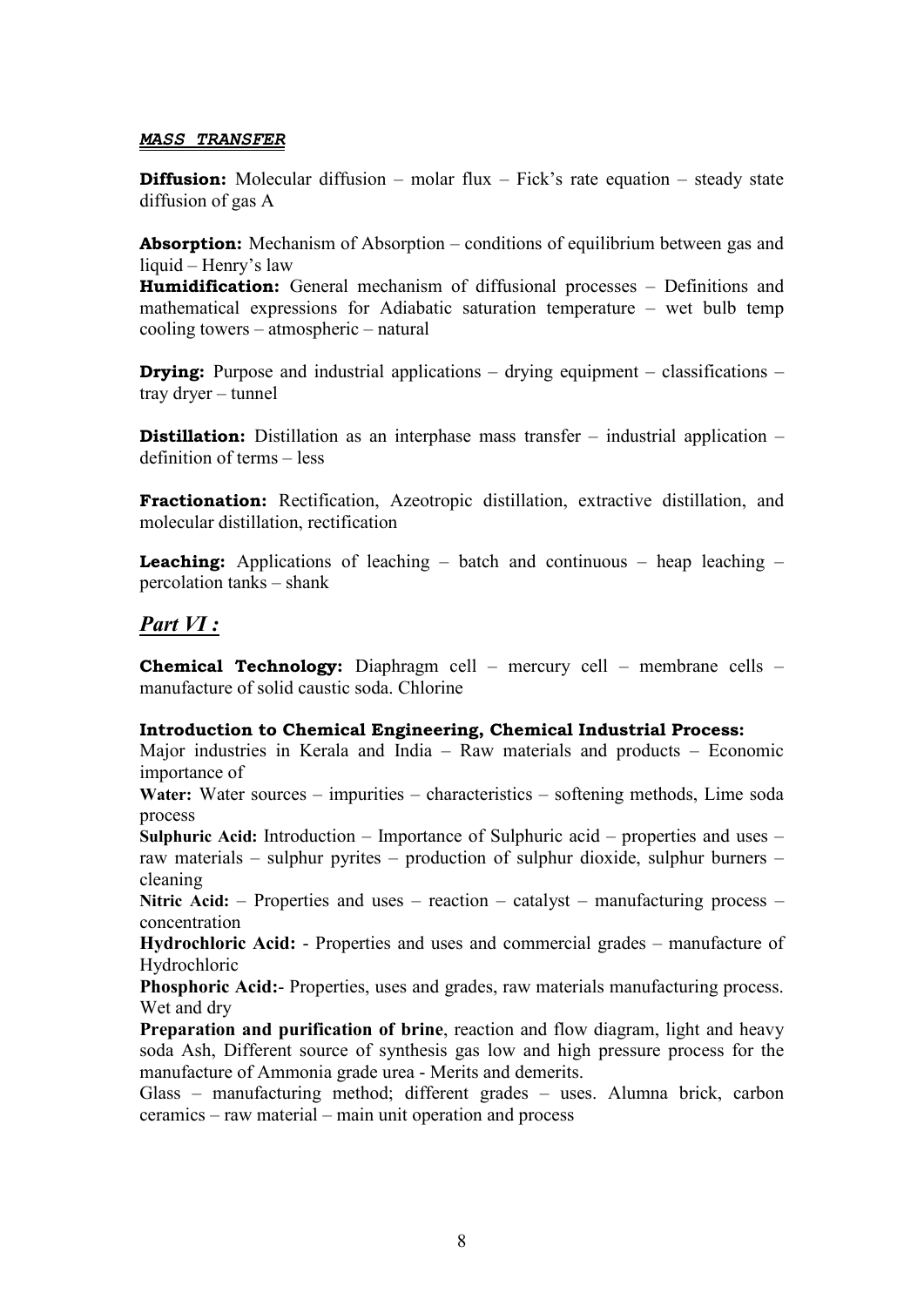***MASS TRANSFER***

**Diffusion:** Molecular diffusion – molar flux – Fick's rate equation – steady state diffusion of gas A

**Absorption:** Mechanism of Absorption – conditions of equilibrium between gas and liquid – Henry's law
**Humidification:** General mechanism of diffusional processes – Definitions and mathematical expressions for Adiabatic saturation temperature – wet bulb temp cooling towers – atmospheric – natural

**Drying:** Purpose and industrial applications – drying equipment – classifications – tray dryer – tunnel

**Distillation:** Distillation as an interphase mass transfer – industrial application – definition of terms – less

**Fractionation:** Rectification, Azeotropic distillation, extractive distillation, and molecular distillation, rectification

**Leaching:** Applications of leaching – batch and continuous – heap leaching – percolation tanks – shank

## *Part VI :*

**Chemical Technology:** Diaphragm cell – mercury cell – membrane cells – manufacture of solid caustic soda. Chlorine

**Introduction to Chemical Engineering, Chemical Industrial Process:**
Major industries in Kerala and India – Raw materials and products – Economic importance of
**Water:** Water sources – impurities – characteristics – softening methods, Lime soda process
**Sulphuric Acid:** Introduction – Importance of Sulphuric acid – properties and uses – raw materials – sulphur pyrites – production of sulphur dioxide, sulphur burners – cleaning
**Nitric Acid:** – Properties and uses – reaction – catalyst – manufacturing process – concentration
**Hydrochloric Acid:** - Properties and uses and commercial grades – manufacture of Hydrochloric
**Phosphoric Acid:**- Properties, uses and grades, raw materials manufacturing process. Wet and dry
**Preparation and purification of brine**, reaction and flow diagram, light and heavy soda Ash, Different source of synthesis gas low and high pressure process for the manufacture of Ammonia grade urea - Merits and demerits.
Glass – manufacturing method; different grades – uses. Alumna brick, carbon ceramics – raw material – main unit operation and process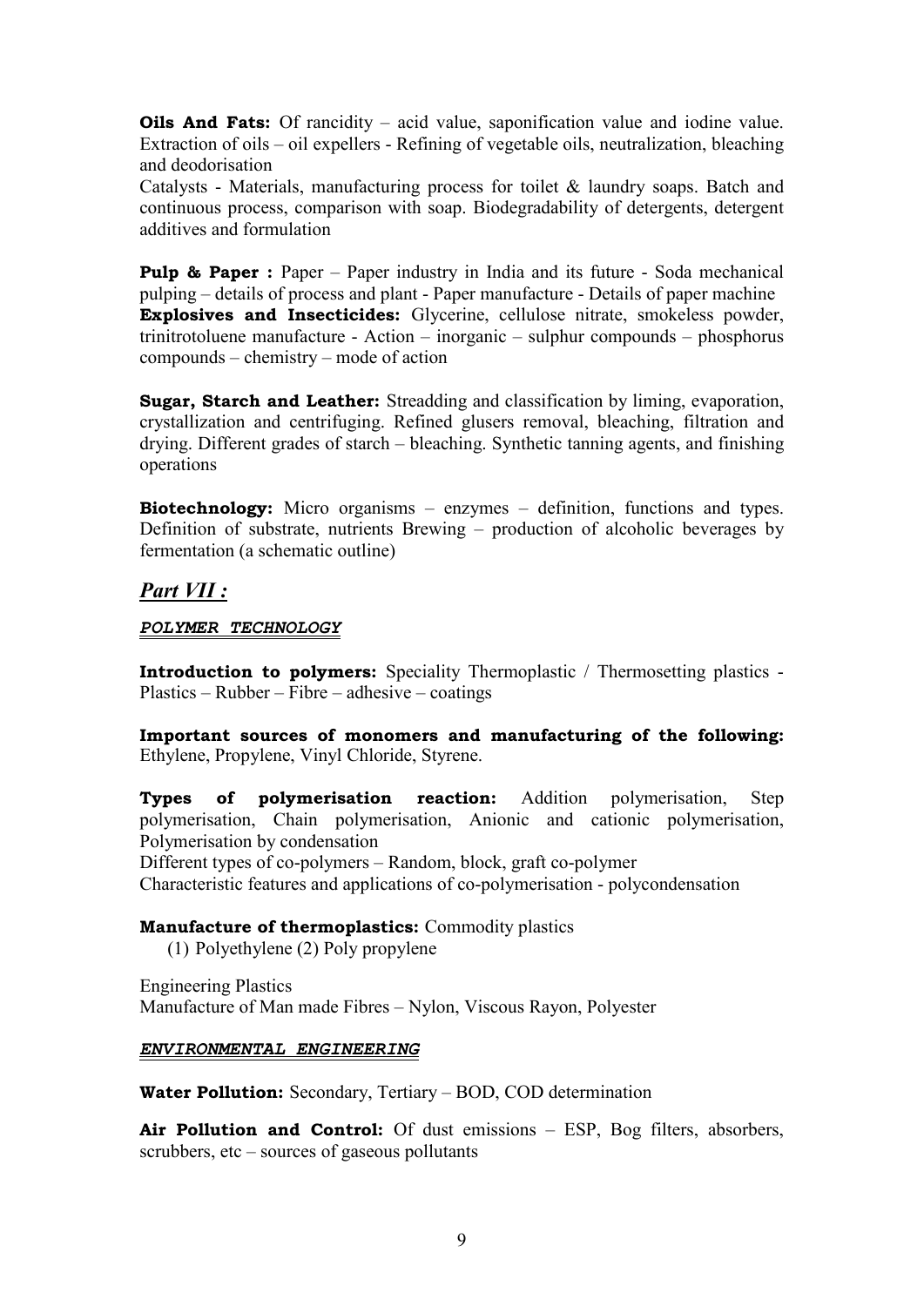**Oils And Fats:** Of rancidity – acid value, saponification value and iodine value. Extraction of oils – oil expellers - Refining of vegetable oils, neutralization, bleaching and deodorisation

Catalysts - Materials, manufacturing process for toilet & laundry soaps. Batch and continuous process, comparison with soap. Biodegradability of detergents, detergent additives and formulation

**Pulp & Paper :** Paper – Paper industry in India and its future - Soda mechanical pulping – details of process and plant - Paper manufacture - Details of paper machine

**Explosives and Insecticides:** Glycerine, cellulose nitrate, smokeless powder, trinitrotoluene manufacture - Action – inorganic – sulphur compounds – phosphorus compounds – chemistry – mode of action

**Sugar, Starch and Leather:** Streadding and classification by liming, evaporation, crystallization and centrifuging. Refined glusers removal, bleaching, filtration and drying. Different grades of starch – bleaching. Synthetic tanning agents, and finishing operations

**Biotechnology:** Micro organisms – enzymes – definition, functions and types. Definition of substrate, nutrients Brewing – production of alcoholic beverages by fermentation (a schematic outline)

## *Part VII :*

### ***POLYMER TECHNOLOGY***

**Introduction to polymers:** Speciality Thermoplastic / Thermosetting plastics - Plastics – Rubber – Fibre – adhesive – coatings

**Important sources of monomers and manufacturing of the following:** Ethylene, Propylene, Vinyl Chloride, Styrene.

**Types of polymerisation reaction:** Addition polymerisation, Step polymerisation, Chain polymerisation, Anionic and cationic polymerisation, Polymerisation by condensation

Different types of co-polymers – Random, block, graft co-polymer

Characteristic features and applications of co-polymerisation - polycondensation

**Manufacture of thermoplastics:** Commodity plastics

(1) Polyethylene (2) Poly propylene

Engineering Plastics

Manufacture of Man made Fibres – Nylon, Viscous Rayon, Polyester

### ***ENVIRONMENTAL ENGINEERING***

**Water Pollution:** Secondary, Tertiary – BOD, COD determination

**Air Pollution and Control:** Of dust emissions – ESP, Bog filters, absorbers, scrubbers, etc – sources of gaseous pollutants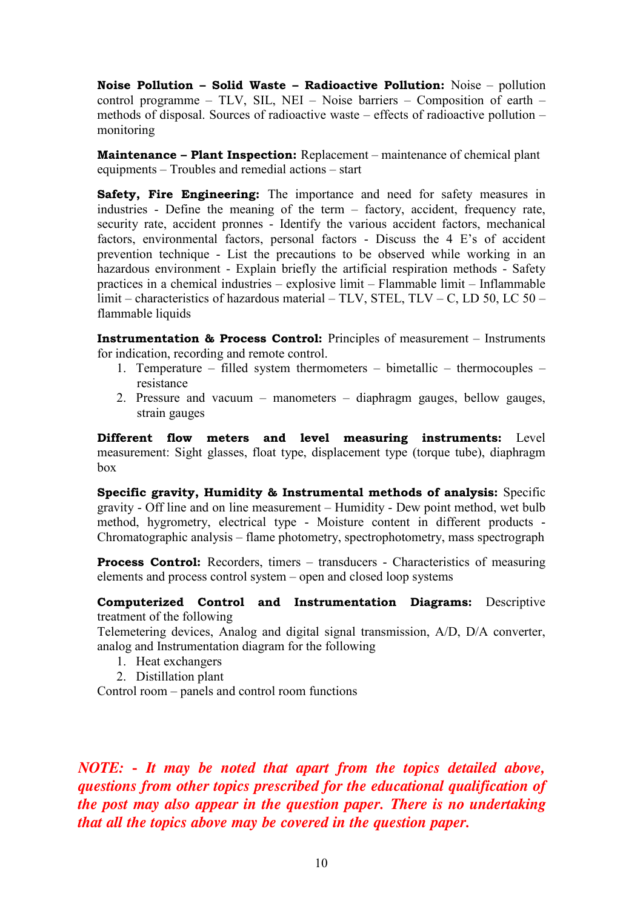**Noise Pollution – Solid Waste – Radioactive Pollution:** Noise – pollution control programme – TLV, SIL, NEI – Noise barriers – Composition of earth – methods of disposal. Sources of radioactive waste – effects of radioactive pollution – monitoring

**Maintenance – Plant Inspection:** Replacement – maintenance of chemical plant equipments – Troubles and remedial actions – start

**Safety, Fire Engineering:** The importance and need for safety measures in industries - Define the meaning of the term – factory, accident, frequency rate, security rate, accident prонnes - Identify the various accident factors, mechanical factors, environmental factors, personal factors - Discuss the 4 E's of accident prevention technique - List the precautions to be observed while working in an hazardous environment - Explain briefly the artificial respiration methods - Safety practices in a chemical industries – explosive limit – Flammable limit – Inflammable limit – characteristics of hazardous material – TLV, STEL, TLV – C, LD 50, LC 50 – flammable liquids

**Instrumentation & Process Control:** Principles of measurement – Instruments for indication, recording and remote control.

1. Temperature – filled system thermometers – bimetallic – thermocouples – resistance
2. Pressure and vacuum – manometers – diaphragm gauges, bellow gauges, strain gauges

**Different flow meters and level measuring instruments:** Level measurement: Sight glasses, float type, displacement type (torque tube), diaphragm box

**Specific gravity, Humidity & Instrumental methods of analysis:** Specific gravity - Off line and on line measurement – Humidity - Dew point method, wet bulb method, hygrometry, electrical type - Moisture content in different products - Chromatographic analysis – flame photometry, spectrophotometry, mass spectrograph

**Process Control:** Recorders, timers – transducers - Characteristics of measuring elements and process control system – open and closed loop systems

**Computerized Control and Instrumentation Diagrams:** Descriptive treatment of the following

Telemetering devices, Analog and digital signal transmission, A/D, D/A converter, analog and Instrumentation diagram for the following

1. Heat exchangers
2. Distillation plant

Control room – panels and control room functions

***NOTE: - It may be noted that apart from the topics detailed above, questions from other topics prescribed for the educational qualification of the post may also appear in the question paper. There is no undertaking that all the topics above may be covered in the question paper.***